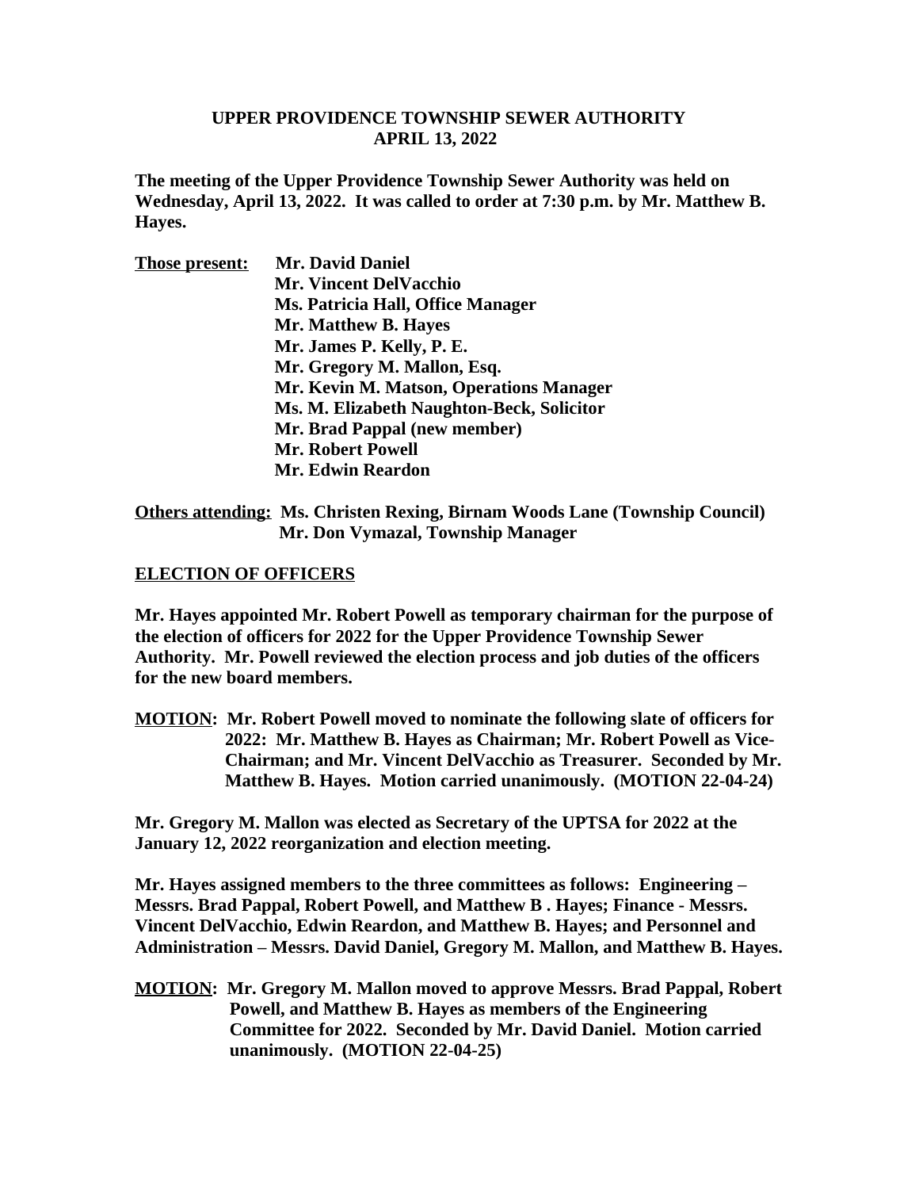**UPPER PROVIDENCE TOWNSHIP SEWER AUTHORITY**
**APRIL 13, 2022**

**The meeting of the Upper Providence Township Sewer Authority was held on Wednesday, April 13, 2022. It was called to order at 7:30 p.m. by Mr. Matthew B. Hayes.**

**Those present:** **Mr. David Daniel**
**Mr. Vincent DelVacchio**
**Ms. Patricia Hall, Office Manager**
**Mr. Matthew B. Hayes**
**Mr. James P. Kelly, P. E.**
**Mr. Gregory M. Mallon, Esq.**
**Mr. Kevin M. Matson, Operations Manager**
**Ms. M. Elizabeth Naughton-Beck, Solicitor**
**Mr. Brad Pappal (new member)**
**Mr. Robert Powell**
**Mr. Edwin Reardon**

**Others attending:** **Ms. Christen Rexing, Birnam Woods Lane (Township Council)**
**Mr. Don Vymazal, Township Manager**

**ELECTION OF OFFICERS**

**Mr. Hayes appointed Mr. Robert Powell as temporary chairman for the purpose of the election of officers for 2022 for the Upper Providence Township Sewer Authority. Mr. Powell reviewed the election process and job duties of the officers for the new board members.**

**MOTION: Mr. Robert Powell moved to nominate the following slate of officers for 2022: Mr. Matthew B. Hayes as Chairman; Mr. Robert Powell as Vice-Chairman; and Mr. Vincent DelVacchio as Treasurer. Seconded by Mr. Matthew B. Hayes. Motion carried unanimously. (MOTION 22-04-24)**

**Mr. Gregory M. Mallon was elected as Secretary of the UPTSA for 2022 at the January 12, 2022 reorganization and election meeting.**

**Mr. Hayes assigned members to the three committees as follows: Engineering – Messrs. Brad Pappal, Robert Powell, and Matthew B . Hayes; Finance - Messrs. Vincent DelVacchio, Edwin Reardon, and Matthew B. Hayes; and Personnel and Administration – Messrs. David Daniel, Gregory M. Mallon, and Matthew B. Hayes.**

**MOTION: Mr. Gregory M. Mallon moved to approve Messrs. Brad Pappal, Robert Powell, and Matthew B. Hayes as members of the Engineering Committee for 2022. Seconded by Mr. David Daniel. Motion carried unanimously. (MOTION 22-04-25)**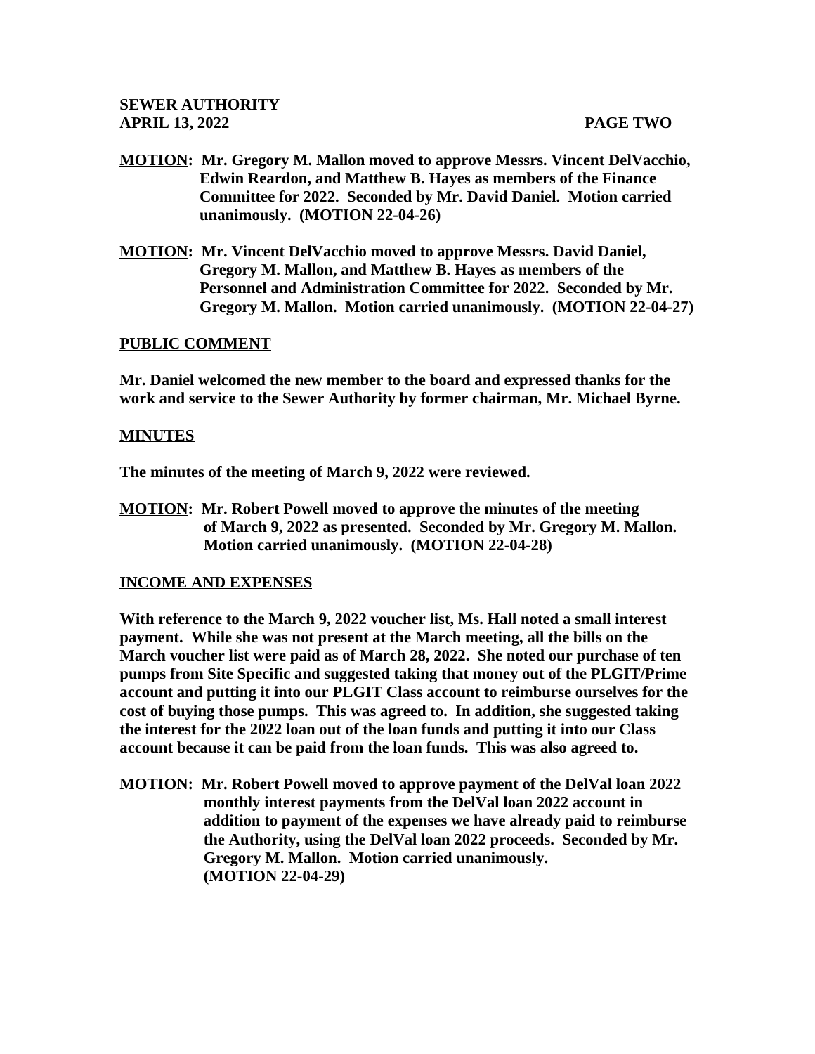**MOTION:** Mr. Gregory M. Mallon moved to approve Messrs. Vincent DelVacchio, Edwin Reardon, and Matthew B. Hayes as members of the Finance Committee for 2022. Seconded by Mr. David Daniel. Motion carried unanimously. (MOTION 22-04-26)

**MOTION:** Mr. Vincent DelVacchio moved to approve Messrs. David Daniel, Gregory M. Mallon, and Matthew B. Hayes as members of the Personnel and Administration Committee for 2022. Seconded by Mr. Gregory M. Mallon. Motion carried unanimously. (MOTION 22-04-27)

## PUBLIC COMMENT

Mr. Daniel welcomed the new member to the board and expressed thanks for the work and service to the Sewer Authority by former chairman, Mr. Michael Byrne.

## MINUTES

The minutes of the meeting of March 9, 2022 were reviewed.

**MOTION:** Mr. Robert Powell moved to approve the minutes of the meeting of March 9, 2022 as presented. Seconded by Mr. Gregory M. Mallon. Motion carried unanimously. (MOTION 22-04-28)

## INCOME AND EXPENSES

With reference to the March 9, 2022 voucher list, Ms. Hall noted a small interest payment. While she was not present at the March meeting, all the bills on the March voucher list were paid as of March 28, 2022. She noted our purchase of ten pumps from Site Specific and suggested taking that money out of the PLGIT/Prime account and putting it into our PLGIT Class account to reimburse ourselves for the cost of buying those pumps. This was agreed to. In addition, she suggested taking the interest for the 2022 loan out of the loan funds and putting it into our Class account because it can be paid from the loan funds. This was also agreed to.

**MOTION:** Mr. Robert Powell moved to approve payment of the DelVal loan 2022 monthly interest payments from the DelVal loan 2022 account in addition to payment of the expenses we have already paid to reimburse the Authority, using the DelVal loan 2022 proceeds. Seconded by Mr. Gregory M. Mallon. Motion carried unanimously. (MOTION 22-04-29)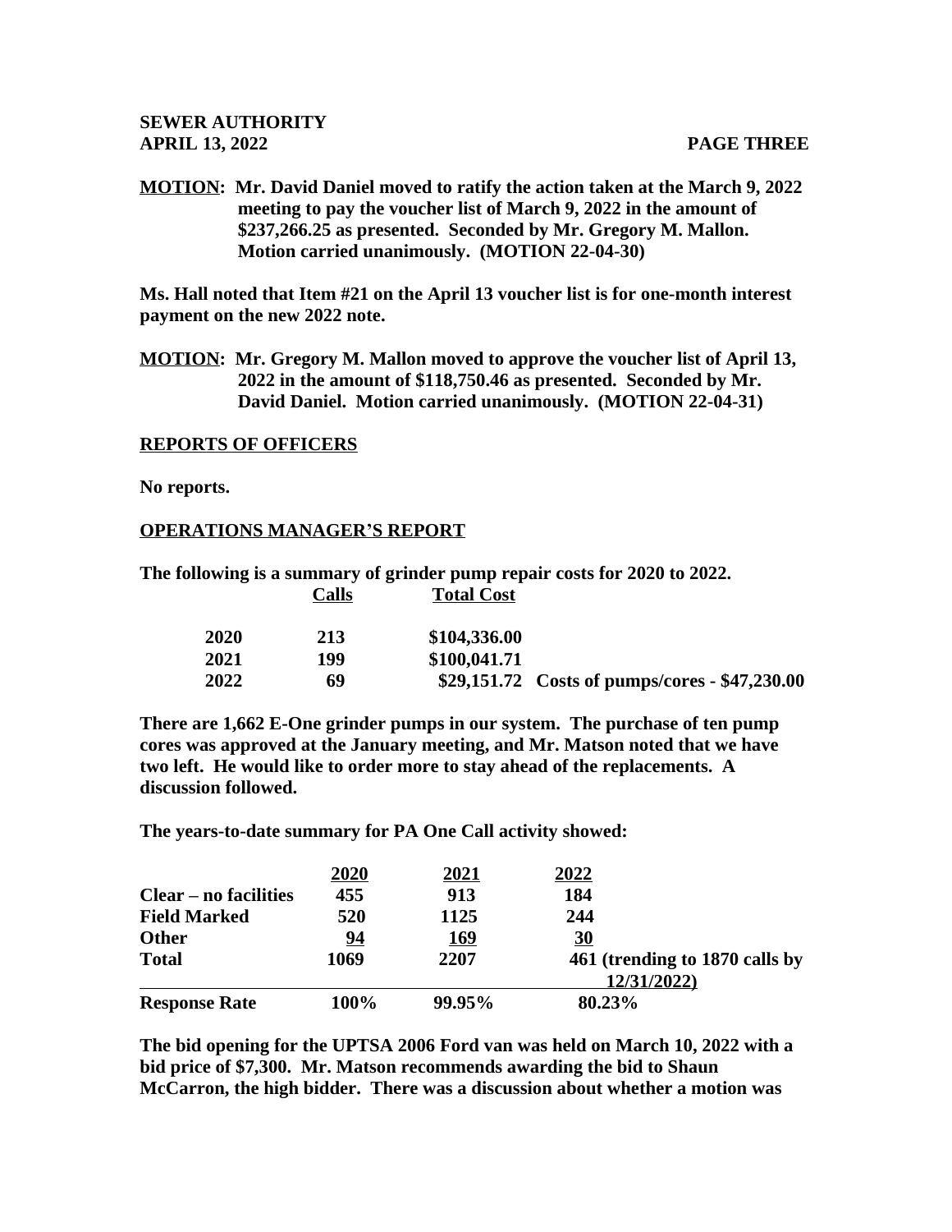**MOTION: Mr. David Daniel moved to ratify the action taken at the March 9, 2022 meeting to pay the voucher list of March 9, 2022 in the amount of $237,266.25 as presented. Seconded by Mr. Gregory M. Mallon. Motion carried unanimously. (MOTION 22-04-30)**

**Ms. Hall noted that Item #21 on the April 13 voucher list is for one-month interest payment on the new 2022 note.**

**MOTION: Mr. Gregory M. Mallon moved to approve the voucher list of April 13, 2022 in the amount of $118,750.46 as presented. Seconded by Mr. David Daniel. Motion carried unanimously. (MOTION 22-04-31)**

## REPORTS OF OFFICERS

**No reports.**

## OPERATIONS MANAGER'S REPORT

**The following is a summary of grinder pump repair costs for 2020 to 2022.**

| | Calls | Total Cost | |
|---|---|---|---|
| 2020 | 213 | $104,336.00 | |
| 2021 | 199 | $100,041.71 | |
| 2022 | 69 | $29,151.72 | Costs of pumps/cores - $47,230.00 |

**There are 1,662 E-One grinder pumps in our system. The purchase of ten pump cores was approved at the January meeting, and Mr. Matson noted that we have two left. He would like to order more to stay ahead of the replacements. A discussion followed.**

**The years-to-date summary for PA One Call activity showed:**

| | 2020 | 2021 | 2022 |
|---|---|---|---|
| Clear – no facilities | 455 | 913 | 184 |
| Field Marked | 520 | 1125 | 244 |
| Other | 94 | 169 | 30 |
| Total | 1069 | 2207 | 461 (trending to 1870 calls by 12/31/2022) |
| Response Rate | 100% | 99.95% | 80.23% |

**The bid opening for the UPTSA 2006 Ford van was held on March 10, 2022 with a bid price of $7,300. Mr. Matson recommends awarding the bid to Shaun McCarron, the high bidder. There was a discussion about whether a motion was**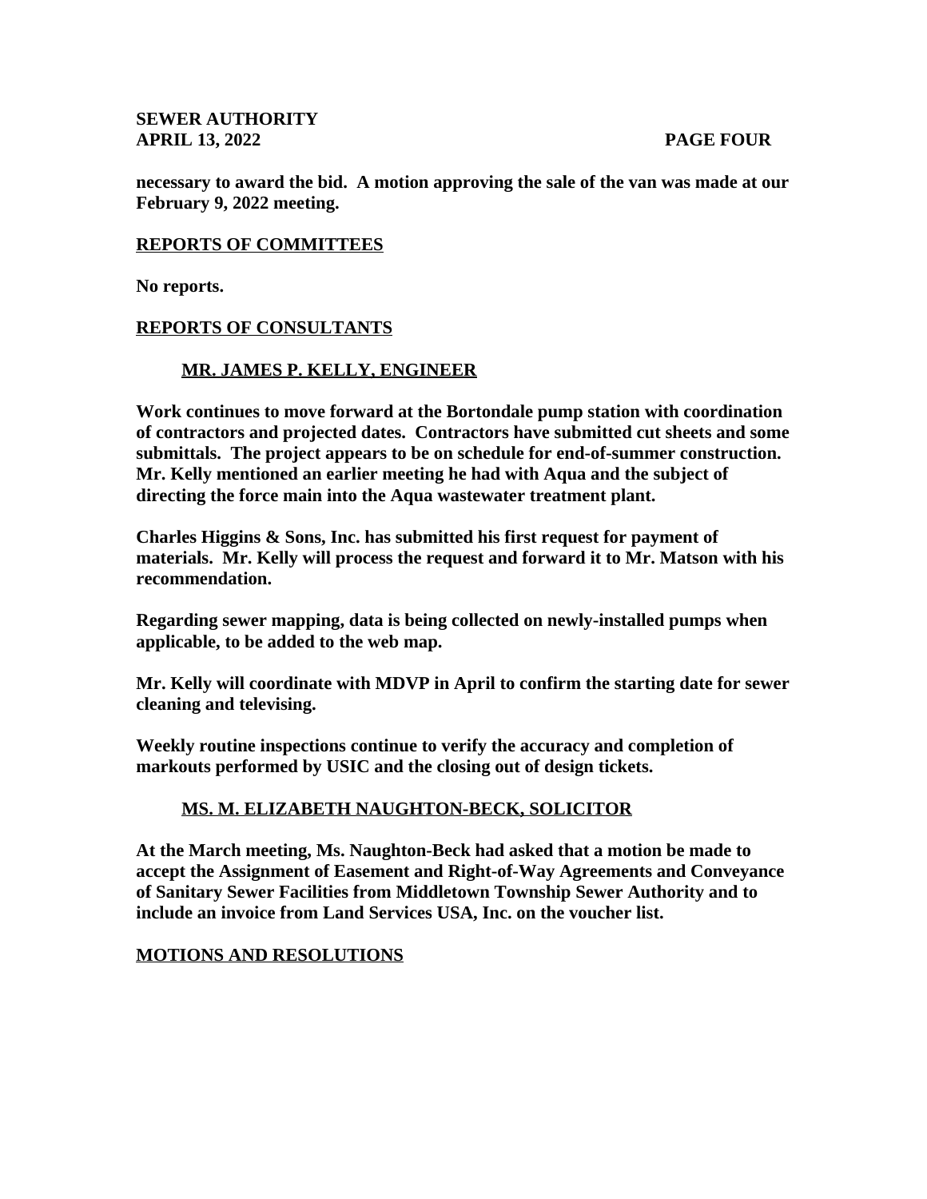**necessary to award the bid. A motion approving the sale of the van was made at our February 9, 2022 meeting.**

## REPORTS OF COMMITTEES

**No reports.**

## REPORTS OF CONSULTANTS

### MR. JAMES P. KELLY, ENGINEER

**Work continues to move forward at the Bortondale pump station with coordination of contractors and projected dates. Contractors have submitted cut sheets and some submittals. The project appears to be on schedule for end-of-summer construction. Mr. Kelly mentioned an earlier meeting he had with Aqua and the subject of directing the force main into the Aqua wastewater treatment plant.**

**Charles Higgins & Sons, Inc. has submitted his first request for payment of materials. Mr. Kelly will process the request and forward it to Mr. Matson with his recommendation.**

**Regarding sewer mapping, data is being collected on newly-installed pumps when applicable, to be added to the web map.**

**Mr. Kelly will coordinate with MDVP in April to confirm the starting date for sewer cleaning and televising.**

**Weekly routine inspections continue to verify the accuracy and completion of markouts performed by USIC and the closing out of design tickets.**

### MS. M. ELIZABETH NAUGHTON-BECK, SOLICITOR

**At the March meeting, Ms. Naughton-Beck had asked that a motion be made to accept the Assignment of Easement and Right-of-Way Agreements and Conveyance of Sanitary Sewer Facilities from Middletown Township Sewer Authority and to include an invoice from Land Services USA, Inc. on the voucher list.**

## MOTIONS AND RESOLUTIONS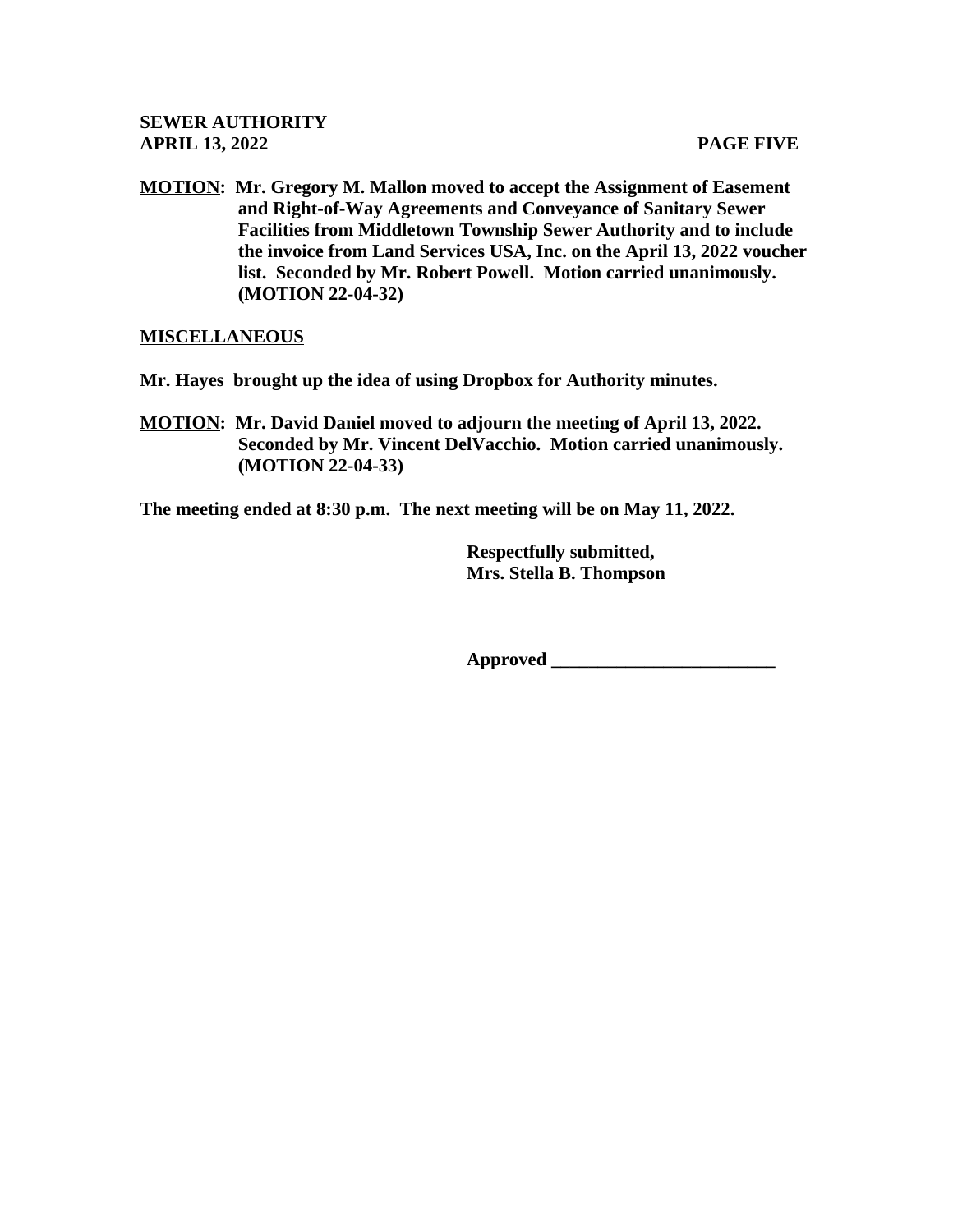**MOTION: Mr. Gregory M. Mallon moved to accept the Assignment of Easement and Right-of-Way Agreements and Conveyance of Sanitary Sewer Facilities from Middletown Township Sewer Authority and to include the invoice from Land Services USA, Inc. on the April 13, 2022 voucher list. Seconded by Mr. Robert Powell. Motion carried unanimously. (MOTION 22-04-32)**

**MISCELLANEOUS**

**Mr. Hayes brought up the idea of using Dropbox for Authority minutes.**

**MOTION: Mr. David Daniel moved to adjourn the meeting of April 13, 2022. Seconded by Mr. Vincent DelVacchio. Motion carried unanimously. (MOTION 22-04-33)**

**The meeting ended at 8:30 p.m. The next meeting will be on May 11, 2022.**

**Respectfully submitted,**
**Mrs. Stella B. Thompson**

**Approved \_\_\_\_\_\_\_\_\_\_\_\_\_\_\_\_\_\_\_\_\_\_\_\_\_**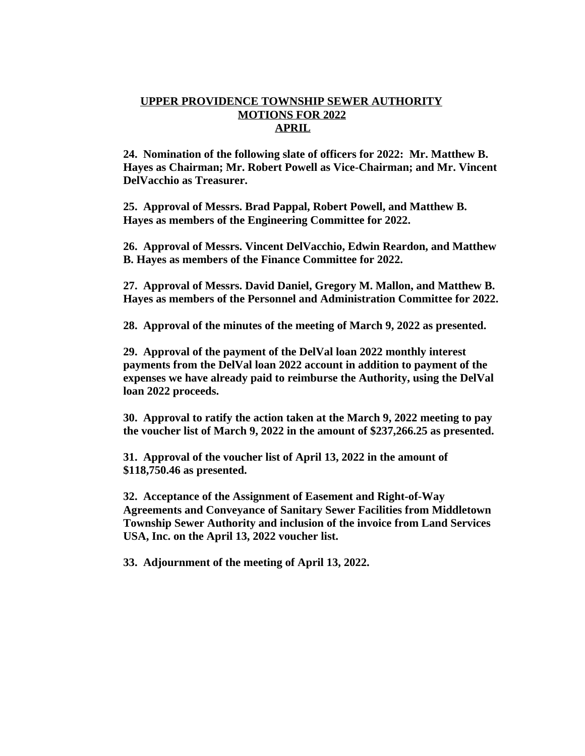# UPPER PROVIDENCE TOWNSHIP SEWER AUTHORITY
## MOTIONS FOR 2022
## APRIL

**24. Nomination of the following slate of officers for 2022: Mr. Matthew B. Hayes as Chairman; Mr. Robert Powell as Vice-Chairman; and Mr. Vincent DelVacchio as Treasurer.**

**25. Approval of Messrs. Brad Pappal, Robert Powell, and Matthew B. Hayes as members of the Engineering Committee for 2022.**

**26. Approval of Messrs. Vincent DelVacchio, Edwin Reardon, and Matthew B. Hayes as members of the Finance Committee for 2022.**

**27. Approval of Messrs. David Daniel, Gregory M. Mallon, and Matthew B. Hayes as members of the Personnel and Administration Committee for 2022.**

**28. Approval of the minutes of the meeting of March 9, 2022 as presented.**

**29. Approval of the payment of the DelVal loan 2022 monthly interest payments from the DelVal loan 2022 account in addition to payment of the expenses we have already paid to reimburse the Authority, using the DelVal loan 2022 proceeds.**

**30. Approval to ratify the action taken at the March 9, 2022 meeting to pay the voucher list of March 9, 2022 in the amount of $237,266.25 as presented.**

**31. Approval of the voucher list of April 13, 2022 in the amount of $118,750.46 as presented.**

**32. Acceptance of the Assignment of Easement and Right-of-Way Agreements and Conveyance of Sanitary Sewer Facilities from Middletown Township Sewer Authority and inclusion of the invoice from Land Services USA, Inc. on the April 13, 2022 voucher list.**

**33. Adjournment of the meeting of April 13, 2022.**